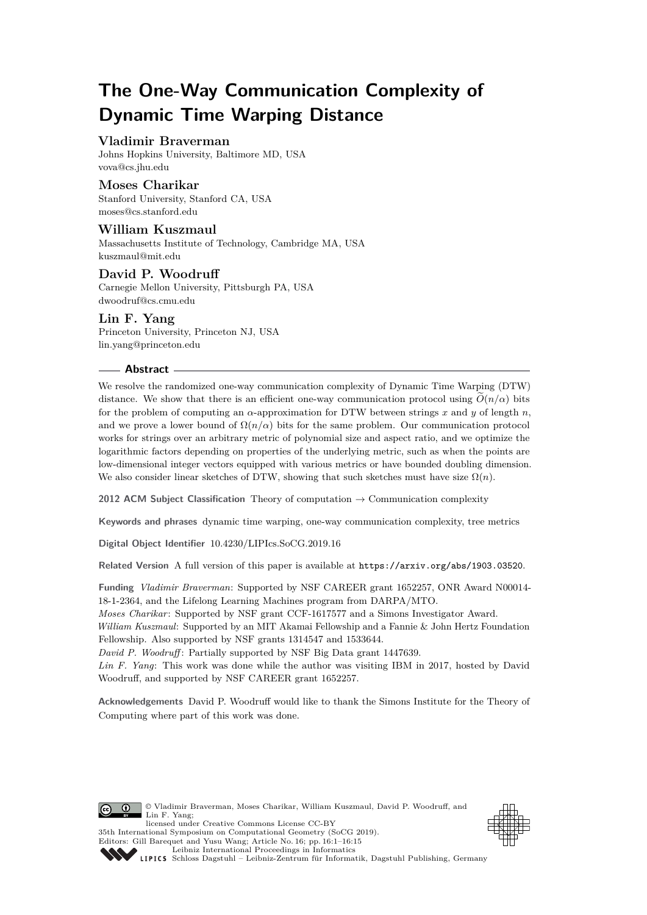# The One-Way Communication Complexity of Dynamic Time Warping Distance

**Vladimir Braverman**
Johns Hopkins University, Baltimore MD, USA
vova@cs.jhu.edu

**Moses Charikar**
Stanford University, Stanford CA, USA
moses@cs.stanford.edu

**William Kuszmaul**
Massachusetts Institute of Technology, Cambridge MA, USA
kuszmaul@mit.edu

**David P. Woodruff**
Carnegie Mellon University, Pittsburgh PA, USA
dwoodruf@cs.cmu.edu

**Lin F. Yang**
Princeton University, Princeton NJ, USA
lin.yang@princeton.edu

## Abstract

We resolve the randomized one-way communication complexity of Dynamic Time Warping (DTW) distance. We show that there is an efficient one-way communication protocol using $\widetilde{O}(n/\alpha)$ bits for the problem of computing an $\alpha$-approximation for DTW between strings $x$ and $y$ of length $n$, and we prove a lower bound of $\Omega(n/\alpha)$ bits for the same problem. Our communication protocol works for strings over an arbitrary metric of polynomial size and aspect ratio, and we optimize the logarithmic factors depending on properties of the underlying metric, such as when the points are low-dimensional integer vectors equipped with various metrics or have bounded doubling dimension. We also consider linear sketches of DTW, showing that such sketches must have size $\Omega(n)$.

**2012 ACM Subject Classification** Theory of computation → Communication complexity

**Keywords and phrases** dynamic time warping, one-way communication complexity, tree metrics

**Digital Object Identifier** 10.4230/LIPIcs.SoCG.2019.16

**Related Version** A full version of this paper is available at https://arxiv.org/abs/1903.03520.

**Funding** *Vladimir Braverman*: Supported by NSF CAREER grant 1652257, ONR Award N00014-18-1-2364, and the Lifelong Learning Machines program from DARPA/MTO.
*Moses Charikar*: Supported by NSF grant CCF-1617577 and a Simons Investigator Award.
*William Kuszmaul*: Supported by an MIT Akamai Fellowship and a Fannie & John Hertz Foundation Fellowship. Also supported by NSF grants 1314547 and 1533644.
*David P. Woodruff*: Partially supported by NSF Big Data grant 1447639.
*Lin F. Yang*: This work was done while the author was visiting IBM in 2017, hosted by David Woodruff, and supported by NSF CAREER grant 1652257.

**Acknowledgements** David P. Woodruff would like to thank the Simons Institute for the Theory of Computing where part of this work was done.

© Vladimir Braverman, Moses Charikar, William Kuszmaul, David P. Woodruff, and Lin F. Yang;
licensed under Creative Commons License CC-BY
35th International Symposium on Computational Geometry (SoCG 2019).
Editors: Gill Barequet and Yusu Wang; Article No. 16; pp. 16:1–16:15
Leibniz International Proceedings in Informatics
Schloss Dagstuhl – Leibniz-Zentrum für Informatik, Dagstuhl Publishing, Germany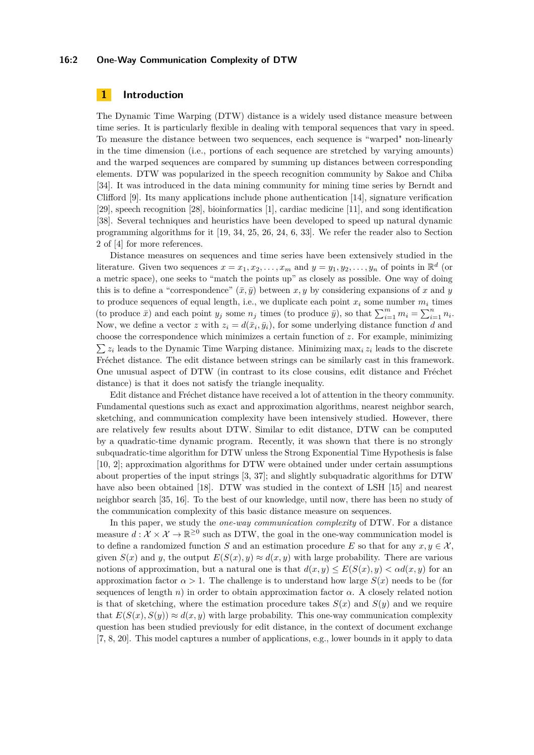# 1 Introduction

The Dynamic Time Warping (DTW) distance is a widely used distance measure between time series. It is particularly flexible in dealing with temporal sequences that vary in speed. To measure the distance between two sequences, each sequence is "warped" non-linearly in the time dimension (i.e., portions of each sequence are stretched by varying amounts) and the warped sequences are compared by summing up distances between corresponding elements. DTW was popularized in the speech recognition community by Sakoe and Chiba [34]. It was introduced in the data mining community for mining time series by Berndt and Clifford [9]. Its many applications include phone authentication [14], signature verification [29], speech recognition [28], bioinformatics [1], cardiac medicine [11], and song identification [38]. Several techniques and heuristics have been developed to speed up natural dynamic programming algorithms for it [19, 34, 25, 26, 24, 6, 33]. We refer the reader also to Section 2 of [4] for more references.

Distance measures on sequences and time series have been extensively studied in the literature. Given two sequences $x = x_1, x_2, \dots, x_m$ and $y = y_1, y_2, \dots, y_n$ of points in $\mathbb{R}^d$ (or a metric space), one seeks to "match the points up" as closely as possible. One way of doing this is to define a "correspondence" $(\bar{x}, \bar{y})$ between $x, y$ by considering expansions of $x$ and $y$ to produce sequences of equal length, i.e., we duplicate each point $x_i$ some number $m_i$ times (to produce $\bar{x}$) and each point $y_j$ some $n_j$ times (to produce $\bar{y}$), so that $\sum_{i=1}^{m} m_i = \sum_{i=1}^{n} n_i$. Now, we define a vector $z$ with $z_i = d(\bar{x}_i, \bar{y}_i)$, for some underlying distance function $d$ and choose the correspondence which minimizes a certain function of $z$. For example, minimizing $\sum z_i$ leads to the Dynamic Time Warping distance. Minimizing $\max_i z_i$ leads to the discrete Fréchet distance. The edit distance between strings can be similarly cast in this framework. One unusual aspect of DTW (in contrast to its close cousins, edit distance and Fréchet distance) is that it does not satisfy the triangle inequality.

Edit distance and Fréchet distance have received a lot of attention in the theory community. Fundamental questions such as exact and approximation algorithms, nearest neighbor search, sketching, and communication complexity have been intensively studied. However, there are relatively few results about DTW. Similar to edit distance, DTW can be computed by a quadratic-time dynamic program. Recently, it was shown that there is no strongly subquadratic-time algorithm for DTW unless the Strong Exponential Time Hypothesis is false [10, 2]; approximation algorithms for DTW were obtained under under certain assumptions about properties of the input strings [3, 37]; and slightly subquadratic algorithms for DTW have also been obtained [18]. DTW was studied in the context of LSH [15] and nearest neighbor search [35, 16]. To the best of our knowledge, until now, there has been no study of the communication complexity of this basic distance measure on sequences.

In this paper, we study the *one-way communication complexity* of DTW. For a distance measure $d : \mathcal{X} \times \mathcal{X} \to \mathbb{R}^{\geq 0}$ such as DTW, the goal in the one-way communication model is to define a randomized function $S$ and an estimation procedure $E$ so that for any $x, y \in \mathcal{X}$, given $S(x)$ and $y$, the output $E(S(x), y) \approx d(x, y)$ with large probability. There are various notions of approximation, but a natural one is that $d(x, y) \leq E(S(x), y) < \alpha d(x, y)$ for an approximation factor $\alpha > 1$. The challenge is to understand how large $S(x)$ needs to be (for sequences of length $n$) in order to obtain approximation factor $\alpha$. A closely related notion is that of sketching, where the estimation procedure takes $S(x)$ and $S(y)$ and we require that $E(S(x), S(y)) \approx d(x, y)$ with large probability. This one-way communication complexity question has been studied previously for edit distance, in the context of document exchange [7, 8, 20]. This model captures a number of applications, e.g., lower bounds in it apply to data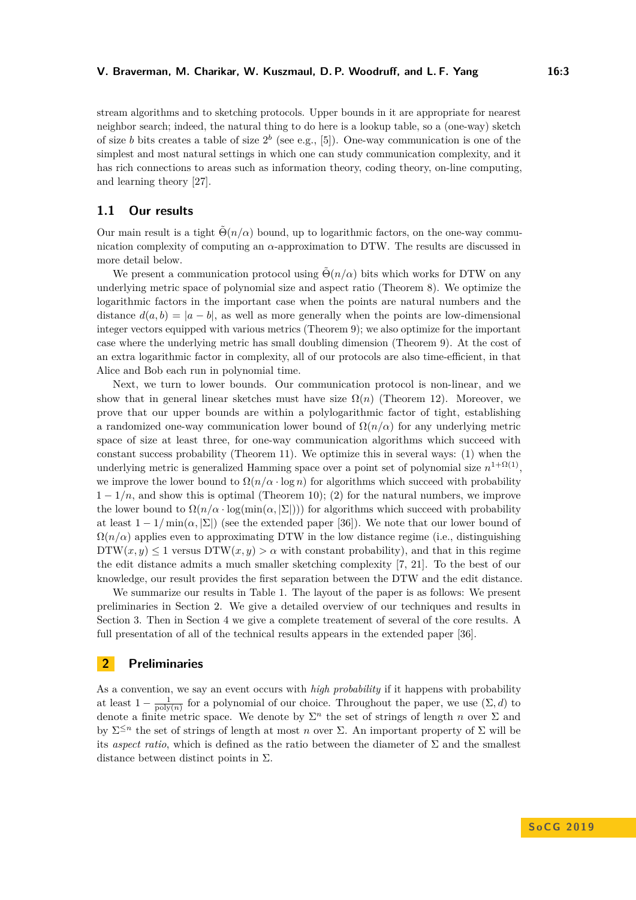stream algorithms and to sketching protocols. Upper bounds in it are appropriate for nearest neighbor search; indeed, the natural thing to do here is a lookup table, so a (one-way) sketch of size $b$ bits creates a table of size $2^b$ (see e.g., [5]). One-way communication is one of the simplest and most natural settings in which one can study communication complexity, and it has rich connections to areas such as information theory, coding theory, on-line computing, and learning theory [27].

## 1.1 Our results

Our main result is a tight $\tilde{\Theta}(n/\alpha)$ bound, up to logarithmic factors, on the one-way communication complexity of computing an $\alpha$-approximation to DTW. The results are discussed in more detail below.

We present a communication protocol using $\tilde{\Theta}(n/\alpha)$ bits which works for DTW on any underlying metric space of polynomial size and aspect ratio (Theorem 8). We optimize the logarithmic factors in the important case when the points are natural numbers and the distance $d(a, b) = |a - b|$, as well as more generally when the points are low-dimensional integer vectors equipped with various metrics (Theorem 9); we also optimize for the important case where the underlying metric has small doubling dimension (Theorem 9). At the cost of an extra logarithmic factor in complexity, all of our protocols are also time-efficient, in that Alice and Bob each run in polynomial time.

Next, we turn to lower bounds. Our communication protocol is non-linear, and we show that in general linear sketches must have size $\Omega(n)$ (Theorem 12). Moreover, we prove that our upper bounds are within a polylogarithmic factor of tight, establishing a randomized one-way communication lower bound of $\Omega(n/\alpha)$ for any underlying metric space of size at least three, for one-way communication algorithms which succeed with constant success probability (Theorem 11). We optimize this in several ways: (1) when the underlying metric is generalized Hamming space over a point set of polynomial size $n^{1+\Omega(1)}$, we improve the lower bound to $\Omega(n/\alpha \cdot \log n)$ for algorithms which succeed with probability $1 - 1/n$, and show this is optimal (Theorem 10); (2) for the natural numbers, we improve the lower bound to $\Omega(n/\alpha \cdot \log(\min(\alpha, |\Sigma|)))$ for algorithms which succeed with probability at least $1 - 1/\min(\alpha, |\Sigma|)$ (see the extended paper [36]). We note that our lower bound of $\Omega(n/\alpha)$ applies even to approximating DTW in the low distance regime (i.e., distinguishing $\text{DTW}(x, y) \leq 1$ versus $\text{DTW}(x, y) > \alpha$ with constant probability), and that in this regime the edit distance admits a much smaller sketching complexity [7, 21]. To the best of our knowledge, our result provides the first separation between the DTW and the edit distance.

We summarize our results in Table 1. The layout of the paper is as follows: We present preliminaries in Section 2. We give a detailed overview of our techniques and results in Section 3. Then in Section 4 we give a complete treatement of several of the core results. A full presentation of all of the technical results appears in the extended paper [36].

# 2 Preliminaries

As a convention, we say an event occurs with *high probability* if it happens with probability at least $1 - \frac{1}{\text{poly}(n)}$ for a polynomial of our choice. Throughout the paper, we use $(\Sigma, d)$ to denote a finite metric space. We denote by $\Sigma^n$ the set of strings of length $n$ over $\Sigma$ and by $\Sigma^{\leq n}$ the set of strings of length at most $n$ over $\Sigma$. An important property of $\Sigma$ will be its *aspect ratio*, which is defined as the ratio between the diameter of $\Sigma$ and the smallest distance between distinct points in $\Sigma$.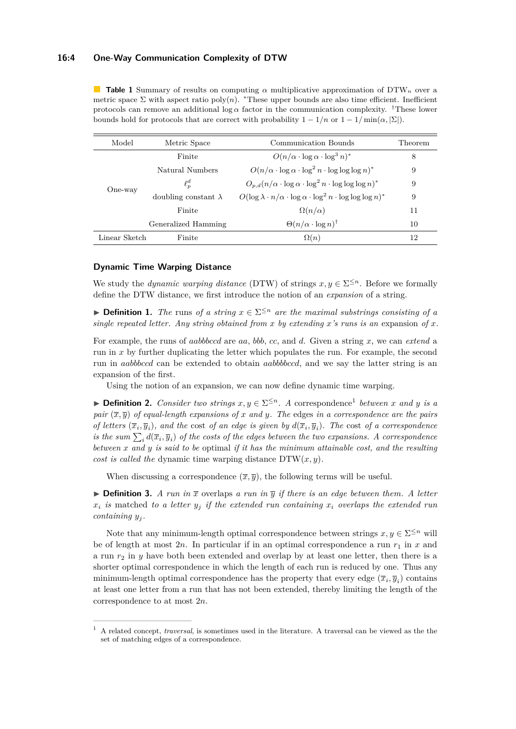**Table 1** Summary of results on computing $\alpha$ multiplicative approximation of $\mathrm{DTW}_n$ over a metric space $\Sigma$ with aspect ratio $\mathrm{poly}(n)$. *These upper bounds are also time efficient. Inefficient protocols can remove an additional $\log\alpha$ factor in the communication complexity. †These lower bounds hold for protocols that are correct with probability $1 - 1/n$ or $1 - 1/\min(\alpha, |\Sigma|)$.

| Model | Metric Space | Communication Bounds | Theorem |
|---|---|---|---|
| One-way | Finite | $O(n/\alpha \cdot \log\alpha \cdot \log^3 n)^*$ | 8 |
| | Natural Numbers | $O(n/\alpha \cdot \log\alpha \cdot \log^2 n \cdot \log\log\log n)^*$ | 9 |
| | $\ell_p^d$ | $O_{p,d}(n/\alpha \cdot \log\alpha \cdot \log^2 n \cdot \log\log\log n)^*$ | 9 |
| | doubling constant $\lambda$ | $O(\log\lambda \cdot n/\alpha \cdot \log\alpha \cdot \log^2 n \cdot \log\log\log n)^*$ | 9 |
| | Finite | $\Omega(n/\alpha)$ | 11 |
| | Generalized Hamming | $\Theta(n/\alpha \cdot \log n)^\dagger$ | 10 |
| Linear Sketch | Finite | $\Omega(n)$ | 12 |

## Dynamic Time Warping Distance

We study the *dynamic warping distance* (DTW) of strings $x, y \in \Sigma^{\leq n}$. Before we formally define the DTW distance, we first introduce the notion of an *expansion* of a string.

▶ **Definition 1.** *The* runs *of a string $x \in \Sigma^{\leq n}$ are the maximal substrings consisting of a single repeated letter. Any string obtained from $x$ by extending $x$'s runs is an* expansion *of $x$.*

For example, the runs of *aabbbccd* are *aa*, *bbb*, *cc*, and *d*. Given a string $x$, we can *extend* a run in $x$ by further duplicating the letter which populates the run. For example, the second run in *aabbbccd* can be extended to obtain *aabbbbbccd*, and we say the latter string is an expansion of the first.

Using the notion of an expansion, we can now define dynamic time warping.

▶ **Definition 2.** *Consider two strings $x, y \in \Sigma^{\leq n}$. A* correspondence[1] *between $x$ and $y$ is a pair $(\overline{x}, \overline{y})$ of equal-length expansions of $x$ and $y$. The* edges *in a correspondence are the pairs of letters $(\overline{x}_i, \overline{y}_i)$, and the* cost *of an edge is given by $d(\overline{x}_i, \overline{y}_i)$. The* cost *of a correspondence is the sum $\sum_i d(\overline{x}_i, \overline{y}_i)$ of the costs of the edges between the two expansions. A correspondence between $x$ and $y$ is said to be* optimal *if it has the minimum attainable cost, and the resulting cost is called the* dynamic time warping distance $\mathrm{DTW}(x, y)$.

When discussing a correspondence $(\overline{x}, \overline{y})$, the following terms will be useful.

▶ **Definition 3.** *A run in $\overline{x}$* overlaps *a run in $\overline{y}$ if there is an edge between them. A letter $x_i$ is* matched *to a letter $y_j$ if the extended run containing $x_i$ overlaps the extended run containing $y_j$.*

Note that any minimum-length optimal correspondence between strings $x, y \in \Sigma^{\leq n}$ will be of length at most $2n$. In particular if in an optimal correspondence a run $r_1$ in $x$ and a run $r_2$ in $y$ have both been extended and overlap by at least one letter, then there is a shorter optimal correspondence in which the length of each run is reduced by one. Thus any minimum-length optimal correspondence has the property that every edge $(\overline{x}_i, \overline{y}_i)$ contains at least one letter from a run that has not been extended, thereby limiting the length of the correspondence to at most $2n$.

[1] A related concept, *traversal*, is sometimes used in the literature. A traversal can be viewed as the the set of matching edges of a correspondence.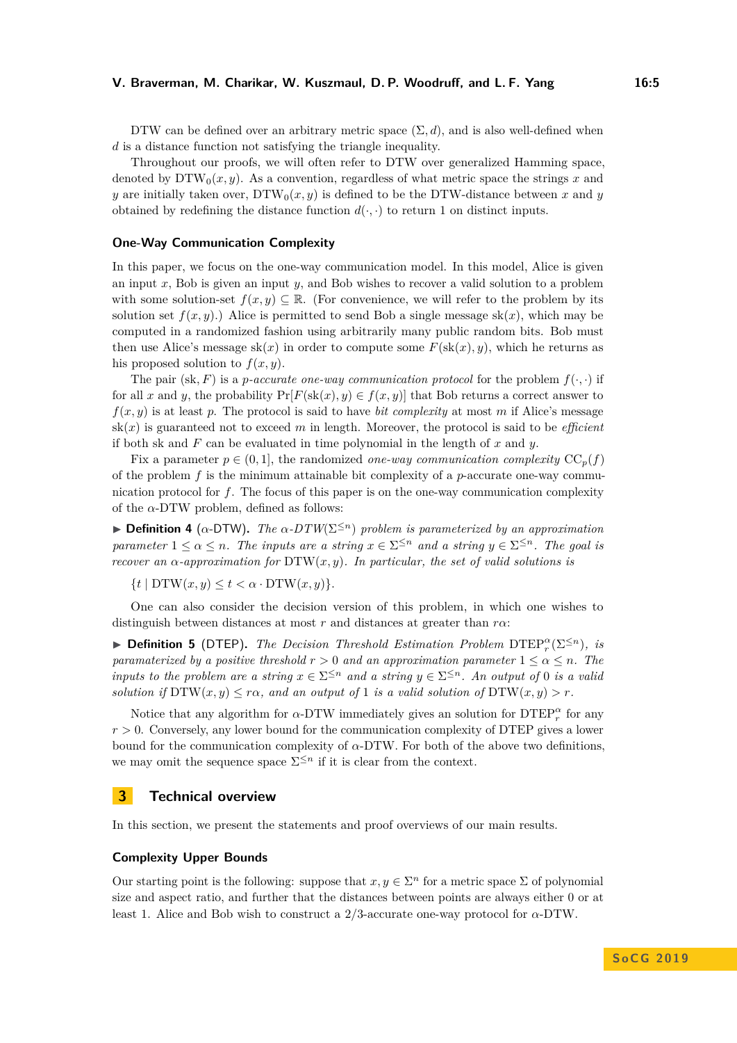DTW can be defined over an arbitrary metric space $(\Sigma, d)$, and is also well-defined when $d$ is a distance function not satisfying the triangle inequality.

Throughout our proofs, we will often refer to DTW over generalized Hamming space, denoted by $\mathrm{DTW}_0(x, y)$. As a convention, regardless of what metric space the strings $x$ and $y$ are initially taken over, $\mathrm{DTW}_0(x, y)$ is defined to be the DTW-distance between $x$ and $y$ obtained by redefining the distance function $d(\cdot, \cdot)$ to return 1 on distinct inputs.

### One-Way Communication Complexity

In this paper, we focus on the one-way communication model. In this model, Alice is given an input $x$, Bob is given an input $y$, and Bob wishes to recover a valid solution to a problem with some solution-set $f(x, y) \subseteq \mathbb{R}$. (For convenience, we will refer to the problem by its solution set $f(x, y)$.) Alice is permitted to send Bob a single message $\mathrm{sk}(x)$, which may be computed in a randomized fashion using arbitrarily many public random bits. Bob must then use Alice's message $\mathrm{sk}(x)$ in order to compute some $F(\mathrm{sk}(x), y)$, which he returns as his proposed solution to $f(x, y)$.

The pair $(\mathrm{sk}, F)$ is a *$p$-accurate one-way communication protocol* for the problem $f(\cdot, \cdot)$ if for all $x$ and $y$, the probability $\Pr[F(\mathrm{sk}(x), y) \in f(x, y)]$ that Bob returns a correct answer to $f(x, y)$ is at least $p$. The protocol is said to have *bit complexity* at most $m$ if Alice's message $\mathrm{sk}(x)$ is guaranteed not to exceed $m$ in length. Moreover, the protocol is said to be *efficient* if both sk and $F$ can be evaluated in time polynomial in the length of $x$ and $y$.

Fix a parameter $p \in (0, 1]$, the randomized *one-way communication complexity* $\mathrm{CC}_p(f)$ of the problem $f$ is the minimum attainable bit complexity of a $p$-accurate one-way communication protocol for $f$. The focus of this paper is on the one-way communication complexity of the $\alpha$-DTW problem, defined as follows:

▶ **Definition 4** ($\alpha$-DTW). *The $\alpha$-DTW($\Sigma^{\leq n}$) problem is parameterized by an approximation parameter $1 \leq \alpha \leq n$. The inputs are a string $x \in \Sigma^{\leq n}$ and a string $y \in \Sigma^{\leq n}$. The goal is recover an $\alpha$-approximation for $\mathrm{DTW}(x, y)$. In particular, the set of valid solutions is*

$$\{t \mid \mathrm{DTW}(x, y) \leq t < \alpha \cdot \mathrm{DTW}(x, y)\}.$$

One can also consider the decision version of this problem, in which one wishes to distinguish between distances at most $r$ and distances at greater than $r\alpha$:

▶ **Definition 5** (DTEP). *The Decision Threshold Estimation Problem $\mathrm{DTEP}_r^\alpha(\Sigma^{\leq n})$, is paramaterized by a positive threshold $r > 0$ and an approximation parameter $1 \leq \alpha \leq n$. The inputs to the problem are a string $x \in \Sigma^{\leq n}$ and a string $y \in \Sigma^{\leq n}$. An output of 0 is a valid solution if $\mathrm{DTW}(x, y) \leq r\alpha$, and an output of 1 is a valid solution of $\mathrm{DTW}(x, y) > r$.*

Notice that any algorithm for $\alpha$-DTW immediately gives an solution for $\mathrm{DTEP}_r^\alpha$ for any $r > 0$. Conversely, any lower bound for the communication complexity of DTEP gives a lower bound for the communication complexity of $\alpha$-DTW. For both of the above two definitions, we may omit the sequence space $\Sigma^{\leq n}$ if it is clear from the context.

## 3 Technical overview

In this section, we present the statements and proof overviews of our main results.

### Complexity Upper Bounds

Our starting point is the following: suppose that $x, y \in \Sigma^n$ for a metric space $\Sigma$ of polynomial size and aspect ratio, and further that the distances between points are always either 0 or at least 1. Alice and Bob wish to construct a 2/3-accurate one-way protocol for $\alpha$-DTW.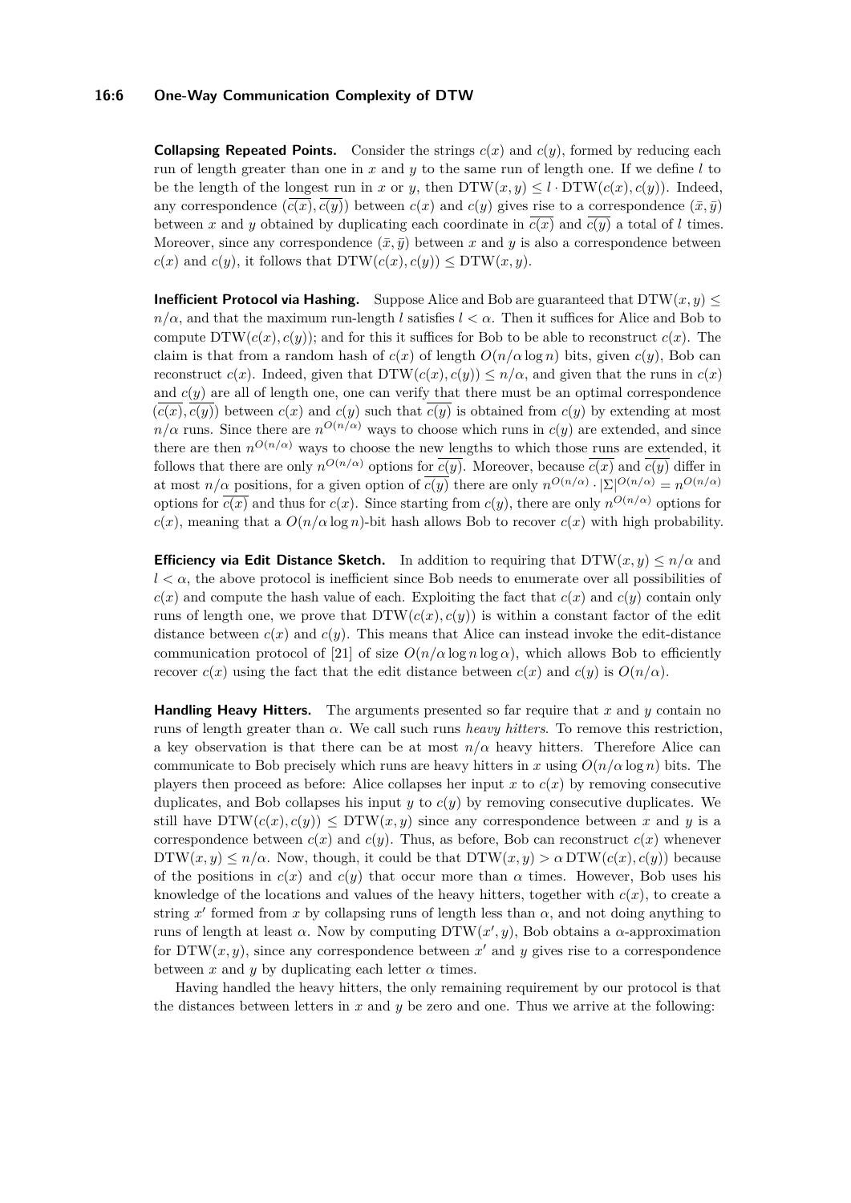**Collapsing Repeated Points.** Consider the strings $c(x)$ and $c(y)$, formed by reducing each run of length greater than one in $x$ and $y$ to the same run of length one. If we define $l$ to be the length of the longest run in $x$ or $y$, then $\mathrm{DTW}(x, y) \leq l \cdot \mathrm{DTW}(c(x), c(y))$. Indeed, any correspondence $(\overline{c(x)}, \overline{c(y)})$ between $c(x)$ and $c(y)$ gives rise to a correspondence $(\bar{x}, \bar{y})$ between $x$ and $y$ obtained by duplicating each coordinate in $\overline{c(x)}$ and $\overline{c(y)}$ a total of $l$ times. Moreover, since any correspondence $(\bar{x}, \bar{y})$ between $x$ and $y$ is also a correspondence between $c(x)$ and $c(y)$, it follows that $\mathrm{DTW}(c(x), c(y)) \leq \mathrm{DTW}(x, y)$.

**Inefficient Protocol via Hashing.** Suppose Alice and Bob are guaranteed that $\mathrm{DTW}(x, y) \leq n/\alpha$, and that the maximum run-length $l$ satisfies $l < \alpha$. Then it suffices for Alice and Bob to compute $\mathrm{DTW}(c(x), c(y))$; and for this it suffices for Bob to be able to reconstruct $c(x)$. The claim is that from a random hash of $c(x)$ of length $O(n/\alpha \log n)$ bits, given $c(y)$, Bob can reconstruct $c(x)$. Indeed, given that $\mathrm{DTW}(c(x), c(y)) \leq n/\alpha$, and given that the runs in $c(x)$ and $c(y)$ are all of length one, one can verify that there must be an optimal correspondence $(\overline{c(x)}, \overline{c(y)})$ between $c(x)$ and $c(y)$ such that $\overline{c(y)}$ is obtained from $c(y)$ by extending at most $n/\alpha$ runs. Since there are $n^{O(n/\alpha)}$ ways to choose which runs in $c(y)$ are extended, and since there are then $n^{O(n/\alpha)}$ ways to choose the new lengths to which those runs are extended, it follows that there are only $n^{O(n/\alpha)}$ options for $\overline{c(y)}$. Moreover, because $\overline{c(x)}$ and $\overline{c(y)}$ differ in at most $n/\alpha$ positions, for a given option of $\overline{c(y)}$ there are only $n^{O(n/\alpha)} \cdot |\Sigma|^{O(n/\alpha)} = n^{O(n/\alpha)}$ options for $\overline{c(x)}$ and thus for $c(x)$. Since starting from $c(y)$, there are only $n^{O(n/\alpha)}$ options for $c(x)$, meaning that a $O(n/\alpha \log n)$-bit hash allows Bob to recover $c(x)$ with high probability.

**Efficiency via Edit Distance Sketch.** In addition to requiring that $\mathrm{DTW}(x, y) \leq n/\alpha$ and $l < \alpha$, the above protocol is inefficient since Bob needs to enumerate over all possibilities of $c(x)$ and compute the hash value of each. Exploiting the fact that $c(x)$ and $c(y)$ contain only runs of length one, we prove that $\mathrm{DTW}(c(x), c(y))$ is within a constant factor of the edit distance between $c(x)$ and $c(y)$. This means that Alice can instead invoke the edit-distance communication protocol of [21] of size $O(n/\alpha \log n \log \alpha)$, which allows Bob to efficiently recover $c(x)$ using the fact that the edit distance between $c(x)$ and $c(y)$ is $O(n/\alpha)$.

**Handling Heavy Hitters.** The arguments presented so far require that $x$ and $y$ contain no runs of length greater than $\alpha$. We call such runs *heavy hitters*. To remove this restriction, a key observation is that there can be at most $n/\alpha$ heavy hitters. Therefore Alice can communicate to Bob precisely which runs are heavy hitters in $x$ using $O(n/\alpha \log n)$ bits. The players then proceed as before: Alice collapses her input $x$ to $c(x)$ by removing consecutive duplicates, and Bob collapses his input $y$ to $c(y)$ by removing consecutive duplicates. We still have $\mathrm{DTW}(c(x), c(y)) \leq \mathrm{DTW}(x, y)$ since any correspondence between $x$ and $y$ is a correspondence between $c(x)$ and $c(y)$. Thus, as before, Bob can reconstruct $c(x)$ whenever $\mathrm{DTW}(x, y) \leq n/\alpha$. Now, though, it could be that $\mathrm{DTW}(x, y) > \alpha\, \mathrm{DTW}(c(x), c(y))$ because of the positions in $c(x)$ and $c(y)$ that occur more than $\alpha$ times. However, Bob uses his knowledge of the locations and values of the heavy hitters, together with $c(x)$, to create a string $x'$ formed from $x$ by collapsing runs of length less than $\alpha$, and not doing anything to runs of length at least $\alpha$. Now by computing $\mathrm{DTW}(x', y)$, Bob obtains a $\alpha$-approximation for $\mathrm{DTW}(x, y)$, since any correspondence between $x'$ and $y$ gives rise to a correspondence between $x$ and $y$ by duplicating each letter $\alpha$ times.

Having handled the heavy hitters, the only remaining requirement by our protocol is that the distances between letters in $x$ and $y$ be zero and one. Thus we arrive at the following: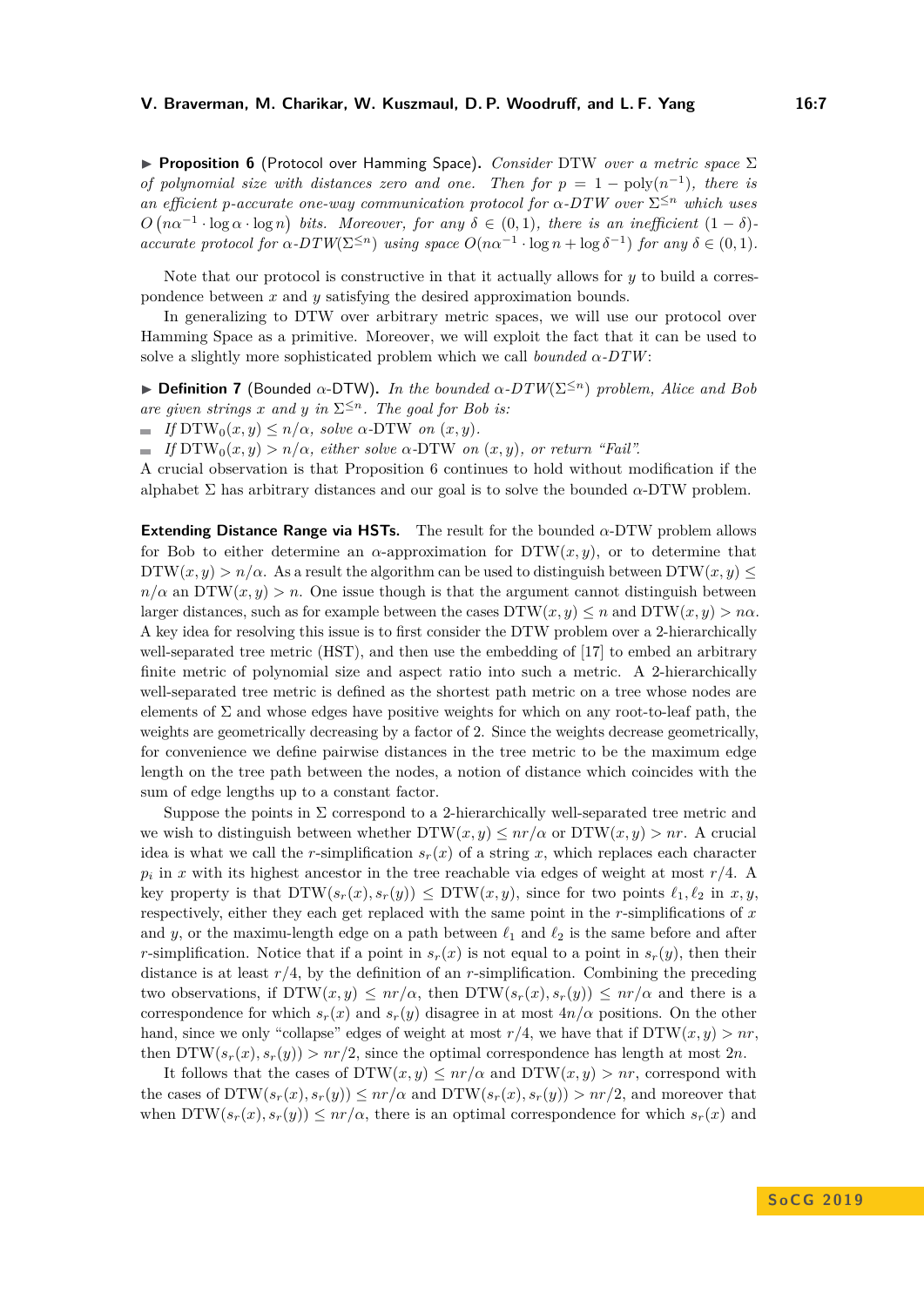▶ **Proposition 6** (Protocol over Hamming Space). *Consider* DTW *over a metric space* $\Sigma$ *of polynomial size with distances zero and one. Then for* $p = 1 - \text{poly}(n^{-1})$*, there is an efficient* $p$*-accurate one-way communication protocol for* $\alpha$*-DTW over* $\Sigma^{\leq n}$ *which uses* $O\left(n\alpha^{-1} \cdot \log \alpha \cdot \log n\right)$ *bits. Moreover, for any* $\delta \in (0,1)$*, there is an inefficient* $(1-\delta)$*-accurate protocol for* $\alpha$*-DTW*$(\Sigma^{\leq n})$ *using space* $O(n\alpha^{-1} \cdot \log n + \log \delta^{-1})$ *for any* $\delta \in (0,1)$*.*

Note that our protocol is constructive in that it actually allows for $y$ to build a correspondence between $x$ and $y$ satisfying the desired approximation bounds.

In generalizing to DTW over arbitrary metric spaces, we will use our protocol over Hamming Space as a primitive. Moreover, we will exploit the fact that it can be used to solve a slightly more sophisticated problem which we call *bounded* $\alpha$*-DTW*:

▶ **Definition 7** (Bounded $\alpha$-DTW). *In the bounded* $\alpha$*-DTW*$(\Sigma^{\leq n})$ *problem, Alice and Bob are given strings* $x$ *and* $y$ *in* $\Sigma^{\leq n}$*. The goal for Bob is:*

- *If* $\text{DTW}_0(x,y) \leq n/\alpha$*, solve* $\alpha$*-*DTW *on* $(x,y)$*.*
- *If* $\text{DTW}_0(x,y) > n/\alpha$*, either solve* $\alpha$*-*DTW *on* $(x,y)$*, or return "Fail".*

A crucial observation is that Proposition 6 continues to hold without modification if the alphabet $\Sigma$ has arbitrary distances and our goal is to solve the bounded $\alpha$-DTW problem.

**Extending Distance Range via HSTs.** The result for the bounded $\alpha$-DTW problem allows for Bob to either determine an $\alpha$-approximation for $\text{DTW}(x,y)$, or to determine that $\text{DTW}(x,y) > n/\alpha$. As a result the algorithm can be used to distinguish between $\text{DTW}(x,y) \leq n/\alpha$ an $\text{DTW}(x,y) > n$. One issue though is that the argument cannot distinguish between larger distances, such as for example between the cases $\text{DTW}(x,y) \leq n$ and $\text{DTW}(x,y) > n\alpha$. A key idea for resolving this issue is to first consider the DTW problem over a 2-hierarchically well-separated tree metric (HST), and then use the embedding of [17] to embed an arbitrary finite metric of polynomial size and aspect ratio into such a metric. A 2-hierarchically well-separated tree metric is defined as the shortest path metric on a tree whose nodes are elements of $\Sigma$ and whose edges have positive weights for which on any root-to-leaf path, the weights are geometrically decreasing by a factor of 2. Since the weights decrease geometrically, for convenience we define pairwise distances in the tree metric to be the maximum edge length on the tree path between the nodes, a notion of distance which coincides with the sum of edge lengths up to a constant factor.

Suppose the points in $\Sigma$ correspond to a 2-hierarchically well-separated tree metric and we wish to distinguish between whether $\text{DTW}(x,y) \leq nr/\alpha$ or $\text{DTW}(x,y) > nr$. A crucial idea is what we call the $r$-simplification $s_r(x)$ of a string $x$, which replaces each character $p_i$ in $x$ with its highest ancestor in the tree reachable via edges of weight at most $r/4$. A key property is that $\text{DTW}(s_r(x), s_r(y)) \leq \text{DTW}(x,y)$, since for two points $\ell_1, \ell_2$ in $x, y$, respectively, either they each get replaced with the same point in the $r$-simplifications of $x$ and $y$, or the maximu-length edge on a path between $\ell_1$ and $\ell_2$ is the same before and after $r$-simplification. Notice that if a point in $s_r(x)$ is not equal to a point in $s_r(y)$, then their distance is at least $r/4$, by the definition of an $r$-simplification. Combining the preceding two observations, if $\text{DTW}(x,y) \leq nr/\alpha$, then $\text{DTW}(s_r(x), s_r(y)) \leq nr/\alpha$ and there is a correspondence for which $s_r(x)$ and $s_r(y)$ disagree in at most $4n/\alpha$ positions. On the other hand, since we only "collapse" edges of weight at most $r/4$, we have that if $\text{DTW}(x,y) > nr$, then $\text{DTW}(s_r(x), s_r(y)) > nr/2$, since the optimal correspondence has length at most $2n$.

It follows that the cases of $\text{DTW}(x,y) \leq nr/\alpha$ and $\text{DTW}(x,y) > nr$, correspond with the cases of $\text{DTW}(s_r(x), s_r(y)) \leq nr/\alpha$ and $\text{DTW}(s_r(x), s_r(y)) > nr/2$, and moreover that when $\text{DTW}(s_r(x), s_r(y)) \leq nr/\alpha$, there is an optimal correspondence for which $s_r(x)$ and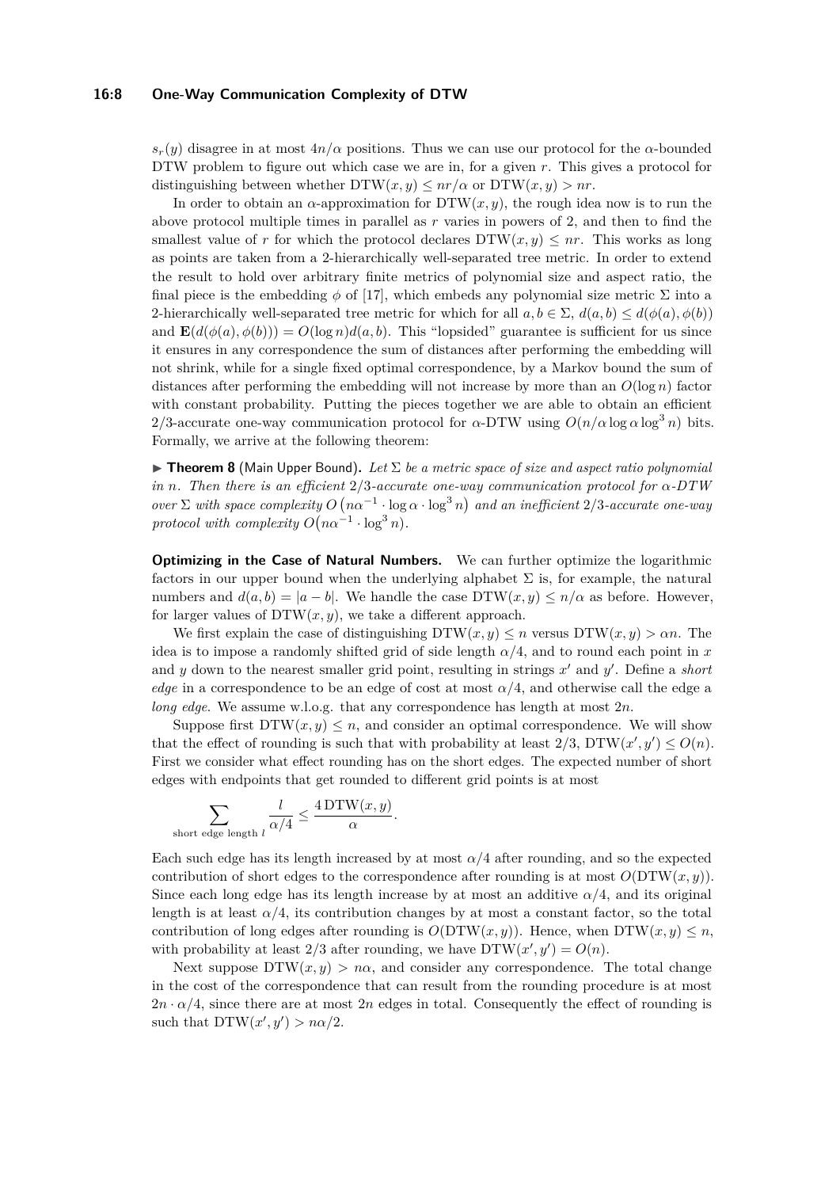$s_r(y)$ disagree in at most $4n/\alpha$ positions. Thus we can use our protocol for the $\alpha$-bounded DTW problem to figure out which case we are in, for a given $r$. This gives a protocol for distinguishing between whether $\mathrm{DTW}(x, y) \leq nr/\alpha$ or $\mathrm{DTW}(x, y) > nr$.

In order to obtain an $\alpha$-approximation for $\mathrm{DTW}(x, y)$, the rough idea now is to run the above protocol multiple times in parallel as $r$ varies in powers of 2, and then to find the smallest value of $r$ for which the protocol declares $\mathrm{DTW}(x, y) \leq nr$. This works as long as points are taken from a 2-hierarchically well-separated tree metric. In order to extend the result to hold over arbitrary finite metrics of polynomial size and aspect ratio, the final piece is the embedding $\phi$ of [17], which embeds any polynomial size metric $\Sigma$ into a 2-hierarchically well-separated tree metric for which for all $a, b \in \Sigma$, $d(a, b) \leq d(\phi(a), \phi(b))$ and $\mathbf{E}(d(\phi(a), \phi(b))) = O(\log n) d(a, b)$. This "lopsided" guarantee is sufficient for us since it ensures in any correspondence the sum of distances after performing the embedding will not shrink, while for a single fixed optimal correspondence, by a Markov bound the sum of distances after performing the embedding will not increase by more than an $O(\log n)$ factor with constant probability. Putting the pieces together we are able to obtain an efficient 2/3-accurate one-way communication protocol for $\alpha$-DTW using $O(n/\alpha \log \alpha \log^3 n)$ bits. Formally, we arrive at the following theorem:

▶ **Theorem 8** (Main Upper Bound). *Let $\Sigma$ be a metric space of size and aspect ratio polynomial in $n$. Then there is an efficient 2/3-accurate one-way communication protocol for $\alpha$-DTW over $\Sigma$ with space complexity $O\left(n\alpha^{-1} \cdot \log \alpha \cdot \log^3 n\right)$ and an inefficient 2/3-accurate one-way protocol with complexity $O\left(n\alpha^{-1} \cdot \log^3 n\right)$.*

**Optimizing in the Case of Natural Numbers.** We can further optimize the logarithmic factors in our upper bound when the underlying alphabet $\Sigma$ is, for example, the natural numbers and $d(a, b) = |a - b|$. We handle the case $\mathrm{DTW}(x, y) \leq n/\alpha$ as before. However, for larger values of $\mathrm{DTW}(x, y)$, we take a different approach.

We first explain the case of distinguishing $\mathrm{DTW}(x, y) \leq n$ versus $\mathrm{DTW}(x, y) > \alpha n$. The idea is to impose a randomly shifted grid of side length $\alpha/4$, and to round each point in $x$ and $y$ down to the nearest smaller grid point, resulting in strings $x'$ and $y'$. Define a *short edge* in a correspondence to be an edge of cost at most $\alpha/4$, and otherwise call the edge a *long edge*. We assume w.l.o.g. that any correspondence has length at most $2n$.

Suppose first $\mathrm{DTW}(x, y) \leq n$, and consider an optimal correspondence. We will show that the effect of rounding is such that with probability at least 2/3, $\mathrm{DTW}(x', y') \leq O(n)$. First we consider what effect rounding has on the short edges. The expected number of short edges with endpoints that get rounded to different grid points is at most

$$\sum_{\text{short edge length } l} \frac{l}{\alpha/4} \leq \frac{4\,\mathrm{DTW}(x, y)}{\alpha}.$$

Each such edge has its length increased by at most $\alpha/4$ after rounding, and so the expected contribution of short edges to the correspondence after rounding is at most $O(\mathrm{DTW}(x, y))$. Since each long edge has its length increase by at most an additive $\alpha/4$, and its original length is at least $\alpha/4$, its contribution changes by at most a constant factor, so the total contribution of long edges after rounding is $O(\mathrm{DTW}(x, y))$. Hence, when $\mathrm{DTW}(x, y) \leq n$, with probability at least 2/3 after rounding, we have $\mathrm{DTW}(x', y') = O(n)$.

Next suppose $\mathrm{DTW}(x, y) > n\alpha$, and consider any correspondence. The total change in the cost of the correspondence that can result from the rounding procedure is at most $2n \cdot \alpha/4$, since there are at most $2n$ edges in total. Consequently the effect of rounding is such that $\mathrm{DTW}(x', y') > n\alpha/2$.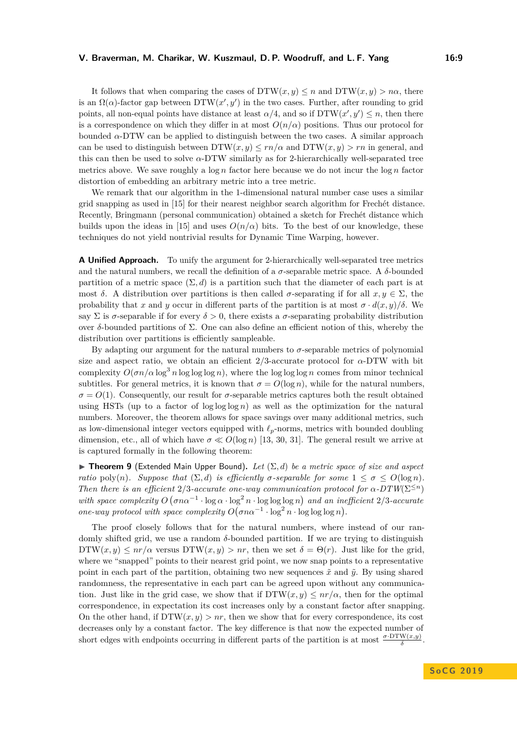It follows that when comparing the cases of $\text{DTW}(x, y) \leq n$ and $\text{DTW}(x, y) > n\alpha$, there is an $\Omega(\alpha)$-factor gap between $\text{DTW}(x', y')$ in the two cases. Further, after rounding to grid points, all non-equal points have distance at least $\alpha/4$, and so if $\text{DTW}(x', y') \leq n$, then there is a correspondence on which they differ in at most $O(n/\alpha)$ positions. Thus our protocol for bounded $\alpha$-DTW can be applied to distinguish between the two cases. A similar approach can be used to distinguish between $\text{DTW}(x, y) \leq rn/\alpha$ and $\text{DTW}(x, y) > rn$ in general, and this can then be used to solve $\alpha$-DTW similarly as for 2-hierarchically well-separated tree metrics above. We save roughly a $\log n$ factor here because we do not incur the $\log n$ factor distortion of embedding an arbitrary metric into a tree metric.

We remark that our algorithm in the 1-dimensional natural number case uses a similar grid snapping as used in [15] for their nearest neighbor search algorithm for Fréchet distance. Recently, Bringmann (personal communication) obtained a sketch for Fréchet distance which builds upon the ideas in [15] and uses $O(n/\alpha)$ bits. To the best of our knowledge, these techniques do not yield nontrivial results for Dynamic Time Warping, however.

**A Unified Approach.** To unify the argument for 2-hierarchically well-separated tree metrics and the natural numbers, we recall the definition of a $\sigma$-separable metric space. A $\delta$-bounded partition of a metric space $(\Sigma, d)$ is a partition such that the diameter of each part is at most $\delta$. A distribution over partitions is then called $\sigma$-separating if for all $x, y \in \Sigma$, the probability that $x$ and $y$ occur in different parts of the partition is at most $\sigma \cdot d(x, y)/\delta$. We say $\Sigma$ is $\sigma$-separable if for every $\delta > 0$, there exists a $\sigma$-separating probability distribution over $\delta$-bounded partitions of $\Sigma$. One can also define an efficient notion of this, whereby the distribution over partitions is efficiently sampleable.

By adapting our argument for the natural numbers to $\sigma$-separable metrics of polynomial size and aspect ratio, we obtain an efficient 2/3-accurate protocol for $\alpha$-DTW with bit complexity $O(\sigma n/\alpha \log^3 n \log\log\log n)$, where the $\log\log\log n$ comes from minor technical subtitles. For general metrics, it is known that $\sigma = O(\log n)$, while for the natural numbers, $\sigma = O(1)$. Consequently, our result for $\sigma$-separable metrics captures both the result obtained using HSTs (up to a factor of $\log\log\log n$) as well as the optimization for the natural numbers. Moreover, the theorem allows for space savings over many additional metrics, such as low-dimensional integer vectors equipped with $\ell_p$-norms, metrics with bounded doubling dimension, etc., all of which have $\sigma \ll O(\log n)$ [13, 30, 31]. The general result we arrive at is captured formally in the following theorem:

▶ **Theorem 9** (Extended Main Upper Bound). *Let $(\Sigma, d)$ be a metric space of size and aspect ratio $\text{poly}(n)$. Suppose that $(\Sigma, d)$ is efficiently $\sigma$-separable for some $1 \leq \sigma \leq O(\log n)$. Then there is an efficient 2/3-accurate one-way communication protocol for $\alpha$-DTW$(\Sigma^{\leq n})$ with space complexity $O\left(\sigma n \alpha^{-1} \cdot \log \alpha \cdot \log^2 n \cdot \log\log\log n\right)$ and an inefficient 2/3-accurate one-way protocol with space complexity $O\left(\sigma n \alpha^{-1} \cdot \log^2 n \cdot \log\log\log n\right)$.*

The proof closely follows that for the natural numbers, where instead of our randomly shifted grid, we use a random $\delta$-bounded partition. If we are trying to distinguish $\text{DTW}(x, y) \leq nr/\alpha$ versus $\text{DTW}(x, y) > nr$, then we set $\delta = \Theta(r)$. Just like for the grid, where we "snapped" points to their nearest grid point, we now snap points to a representative point in each part of the partition, obtaining two new sequences $\tilde{x}$ and $\tilde{y}$. By using shared randomness, the representative in each part can be agreed upon without any communication. Just like in the grid case, we show that if $\text{DTW}(x, y) \leq nr/\alpha$, then for the optimal correspondence, in expectation its cost increases only by a constant factor after snapping. On the other hand, if $\text{DTW}(x, y) > nr$, then we show that for every correspondence, its cost decreases only by a constant factor. The key difference is that now the expected number of short edges with endpoints occurring in different parts of the partition is at most $\frac{\sigma \cdot \text{DTW}(x,y)}{\delta}$.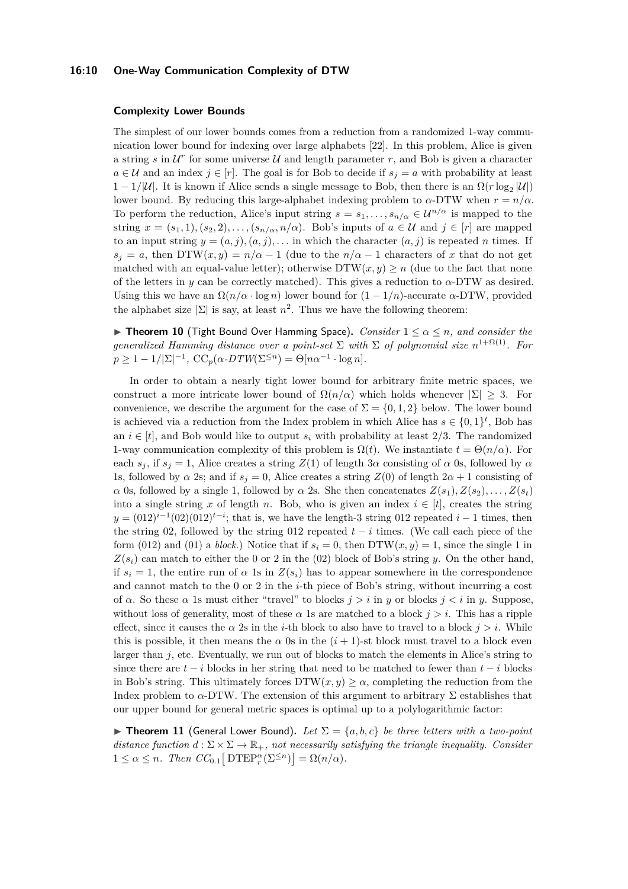### Complexity Lower Bounds

The simplest of our lower bounds comes from a reduction from a randomized 1-way communication lower bound for indexing over large alphabets [22]. In this problem, Alice is given a string $s$ in $\mathcal{U}^r$ for some universe $\mathcal{U}$ and length parameter $r$, and Bob is given a character $a \in \mathcal{U}$ and an index $j \in [r]$. The goal is for Bob to decide if $s_j = a$ with probability at least $1 - 1/|\mathcal{U}|$. It is known if Alice sends a single message to Bob, then there is an $\Omega(r \log_2 |\mathcal{U}|)$ lower bound. By reducing this large-alphabet indexing problem to $\alpha$-DTW when $r = n/\alpha$. To perform the reduction, Alice's input string $s = s_1, \ldots, s_{n/\alpha} \in \mathcal{U}^{n/\alpha}$ is mapped to the string $x = (s_1, 1), (s_2, 2), \ldots, (s_{n/\alpha}, n/\alpha)$. Bob's inputs of $a \in \mathcal{U}$ and $j \in [r]$ are mapped to an input string $y = (a, j), (a, j), \ldots$ in which the character $(a, j)$ is repeated $n$ times. If $s_j = a$, then $\text{DTW}(x, y) = n/\alpha - 1$ (due to the $n/\alpha - 1$ characters of $x$ that do not get matched with an equal-value letter); otherwise $\text{DTW}(x, y) \geq n$ (due to the fact that none of the letters in $y$ can be correctly matched). This gives a reduction to $\alpha$-DTW as desired. Using this we have an $\Omega(n/\alpha \cdot \log n)$ lower bound for $(1 - 1/n)$-accurate $\alpha$-DTW, provided the alphabet size $|\Sigma|$ is say, at least $n^2$. Thus we have the following theorem:

▶ **Theorem 10** (Tight Bound Over Hamming Space). *Consider $1 \leq \alpha \leq n$, and consider the generalized Hamming distance over a point-set $\Sigma$ with $\Sigma$ of polynomial size $n^{1+\Omega(1)}$. For $p \geq 1 - 1/|\Sigma|^{-1}$, $\text{CC}_p(\alpha\text{-}DTW(\Sigma^{\leq n}) = \Theta[n\alpha^{-1} \cdot \log n]$.*

In order to obtain a nearly tight lower bound for arbitrary finite metric spaces, we construct a more intricate lower bound of $\Omega(n/\alpha)$ which holds whenever $|\Sigma| \geq 3$. For convenience, we describe the argument for the case of $\Sigma = \{0, 1, 2\}$ below. The lower bound is achieved via a reduction from the Index problem in which Alice has $s \in \{0, 1\}^t$, Bob has an $i \in [t]$, and Bob would like to output $s_i$ with probability at least $2/3$. The randomized 1-way communication complexity of this problem is $\Omega(t)$. We instantiate $t = \Theta(n/\alpha)$. For each $s_j$, if $s_j = 1$, Alice creates a string $Z(1)$ of length $3\alpha$ consisting of $\alpha$ 0s, followed by $\alpha$ 1s, followed by $\alpha$ 2s; and if $s_j = 0$, Alice creates a string $Z(0)$ of length $2\alpha + 1$ consisting of $\alpha$ 0s, followed by a single 1, followed by $\alpha$ 2s. She then concatenates $Z(s_1), Z(s_2), \ldots, Z(s_t)$ into a single string $x$ of length $n$. Bob, who is given an index $i \in [t]$, creates the string $y = (012)^{i-1}(02)(012)^{t-i}$; that is, we have the length-3 string 012 repeated $i - 1$ times, then the string 02, followed by the string 012 repeated $t - i$ times. (We call each piece of the form (012) and (01) a *block*.) Notice that if $s_i = 0$, then $\text{DTW}(x, y) = 1$, since the single 1 in $Z(s_i)$ can match to either the 0 or 2 in the (02) block of Bob's string $y$. On the other hand, if $s_i = 1$, the entire run of $\alpha$ 1s in $Z(s_i)$ has to appear somewhere in the correspondence and cannot match to the 0 or 2 in the $i$-th piece of Bob's string, without incurring a cost of $\alpha$. So these $\alpha$ 1s must either "travel" to blocks $j > i$ in $y$ or blocks $j < i$ in $y$. Suppose, without loss of generality, most of these $\alpha$ 1s are matched to a block $j > i$. This has a ripple effect, since it causes the $\alpha$ 2s in the $i$-th block to also have to travel to a block $j > i$. While this is possible, it then means the $\alpha$ 0s in the $(i + 1)$-st block must travel to a block even larger than $j$, etc. Eventually, we run out of blocks to match the elements in Alice's string to since there are $t - i$ blocks in her string that need to be matched to fewer than $t - i$ blocks in Bob's string. This ultimately forces $\text{DTW}(x, y) \geq \alpha$, completing the reduction from the Index problem to $\alpha$-DTW. The extension of this argument to arbitrary $\Sigma$ establishes that our upper bound for general metric spaces is optimal up to a polylogarithmic factor:

▶ **Theorem 11** (General Lower Bound). *Let $\Sigma = \{a, b, c\}$ be three letters with a two-point distance function $d : \Sigma \times \Sigma \to \mathbb{R}_+$, not necessarily satisfying the triangle inequality. Consider $1 \leq \alpha \leq n$. Then $CC_{0.1}\big[\,\text{DTEP}^{\alpha}_r(\Sigma^{\leq n})\big] = \Omega(n/\alpha)$.*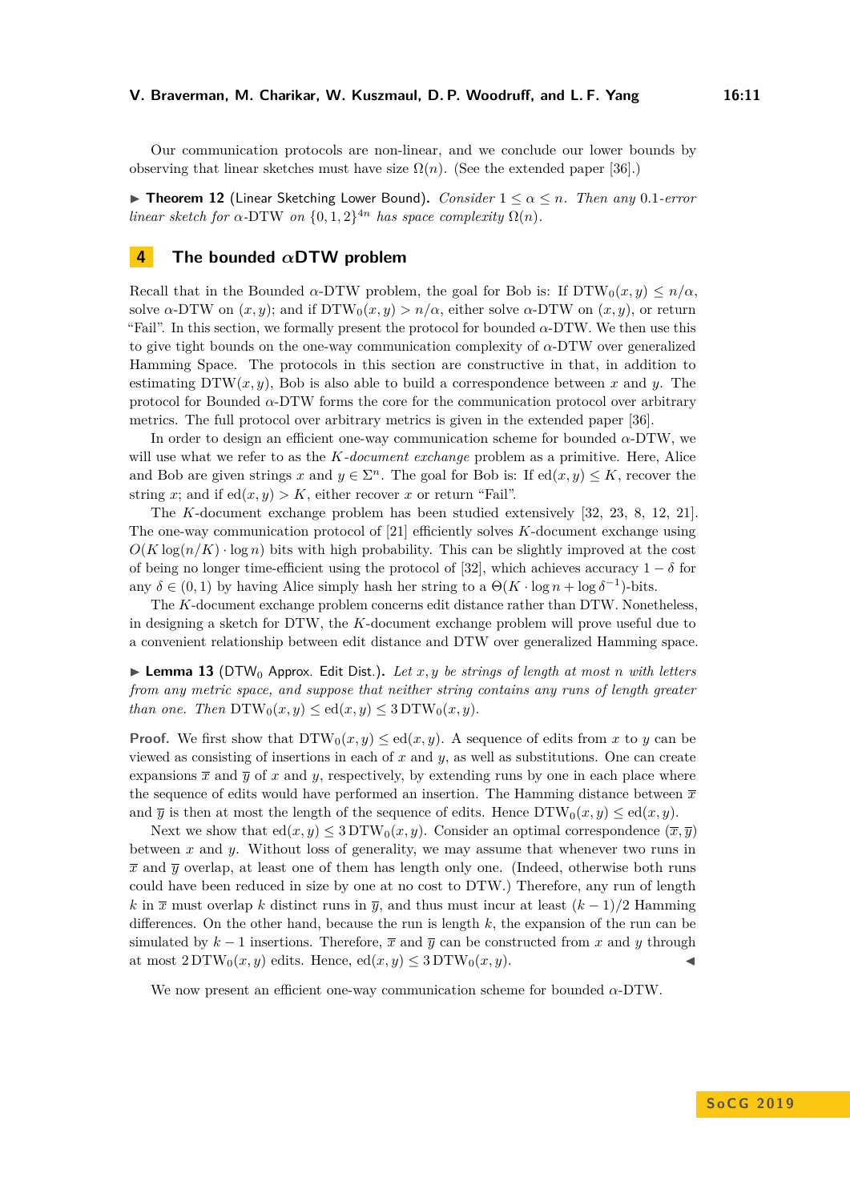Our communication protocols are non-linear, and we conclude our lower bounds by observing that linear sketches must have size $\Omega(n)$. (See the extended paper [36].)

▶ **Theorem 12** (Linear Sketching Lower Bound). *Consider $1 \leq \alpha \leq n$. Then any 0.1-error linear sketch for $\alpha$-DTW on $\{0,1,2\}^{4n}$ has space complexity $\Omega(n)$.*

## 4 The bounded $\alpha$DTW problem

Recall that in the Bounded $\alpha$-DTW problem, the goal for Bob is: If $\mathrm{DTW}_0(x,y) \leq n/\alpha$, solve $\alpha$-DTW on $(x,y)$; and if $\mathrm{DTW}_0(x,y) > n/\alpha$, either solve $\alpha$-DTW on $(x,y)$, or return "Fail". In this section, we formally present the protocol for bounded $\alpha$-DTW. We then use this to give tight bounds on the one-way communication complexity of $\alpha$-DTW over generalized Hamming Space. The protocols in this section are constructive in that, in addition to estimating $\mathrm{DTW}(x,y)$, Bob is also able to build a correspondence between $x$ and $y$. The protocol for Bounded $\alpha$-DTW forms the core for the communication protocol over arbitrary metrics. The full protocol over arbitrary metrics is given in the extended paper [36].

In order to design an efficient one-way communication scheme for bounded $\alpha$-DTW, we will use what we refer to as the *$K$-document exchange* problem as a primitive. Here, Alice and Bob are given strings $x$ and $y \in \Sigma^n$. The goal for Bob is: If $\mathrm{ed}(x,y) \leq K$, recover the string $x$; and if $\mathrm{ed}(x,y) > K$, either recover $x$ or return "Fail".

The $K$-document exchange problem has been studied extensively [32, 23, 8, 12, 21]. The one-way communication protocol of [21] efficiently solves $K$-document exchange using $O(K \log(n/K) \cdot \log n)$ bits with high probability. This can be slightly improved at the cost of being no longer time-efficient using the protocol of [32], which achieves accuracy $1-\delta$ for any $\delta \in (0,1)$ by having Alice simply hash her string to a $\Theta(K \cdot \log n + \log \delta^{-1})$-bits.

The $K$-document exchange problem concerns edit distance rather than DTW. Nonetheless, in designing a sketch for DTW, the $K$-document exchange problem will prove useful due to a convenient relationship between edit distance and DTW over generalized Hamming space.

▶ **Lemma 13** ($\mathrm{DTW}_0$ Approx. Edit Dist.). *Let $x, y$ be strings of length at most $n$ with letters from any metric space, and suppose that neither string contains any runs of length greater than one. Then $\mathrm{DTW}_0(x,y) \leq \mathrm{ed}(x,y) \leq 3\,\mathrm{DTW}_0(x,y)$.*

**Proof.** We first show that $\mathrm{DTW}_0(x,y) \leq \mathrm{ed}(x,y)$. A sequence of edits from $x$ to $y$ can be viewed as consisting of insertions in each of $x$ and $y$, as well as substitutions. One can create expansions $\overline{x}$ and $\overline{y}$ of $x$ and $y$, respectively, by extending runs by one in each place where the sequence of edits would have performed an insertion. The Hamming distance between $\overline{x}$ and $\overline{y}$ is then at most the length of the sequence of edits. Hence $\mathrm{DTW}_0(x,y) \leq \mathrm{ed}(x,y)$.

Next we show that $\mathrm{ed}(x,y) \leq 3\,\mathrm{DTW}_0(x,y)$. Consider an optimal correspondence $(\overline{x}, \overline{y})$ between $x$ and $y$. Without loss of generality, we may assume that whenever two runs in $\overline{x}$ and $\overline{y}$ overlap, at least one of them has length only one. (Indeed, otherwise both runs could have been reduced in size by one at no cost to DTW.) Therefore, any run of length $k$ in $\overline{x}$ must overlap $k$ distinct runs in $\overline{y}$, and thus must incur at least $(k-1)/2$ Hamming differences. On the other hand, because the run is length $k$, the expansion of the run can be simulated by $k-1$ insertions. Therefore, $\overline{x}$ and $\overline{y}$ can be constructed from $x$ and $y$ through at most $2\,\mathrm{DTW}_0(x,y)$ edits. Hence, $\mathrm{ed}(x,y) \leq 3\,\mathrm{DTW}_0(x,y)$. ◀

We now present an efficient one-way communication scheme for bounded $\alpha$-DTW.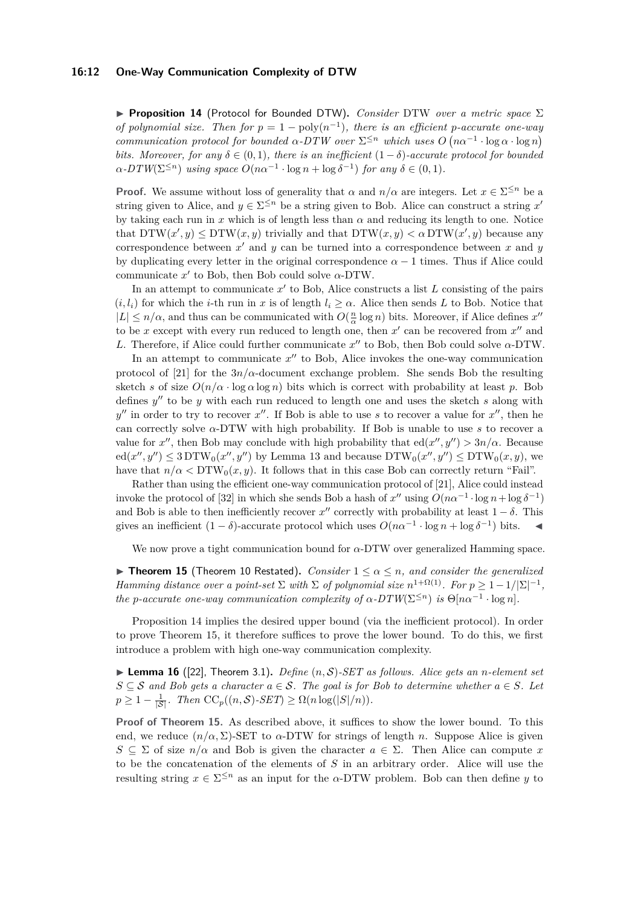▶ **Proposition 14** (Protocol for Bounded DTW). *Consider* DTW *over a metric space* $\Sigma$ *of polynomial size. Then for* $p = 1 - \text{poly}(n^{-1})$*, there is an efficient* $p$*-accurate one-way communication protocol for bounded* $\alpha$*-DTW over* $\Sigma^{\leq n}$ *which uses* $O\left(n\alpha^{-1} \cdot \log \alpha \cdot \log n\right)$ *bits. Moreover, for any* $\delta \in (0, 1)$*, there is an inefficient* $(1-\delta)$*-accurate protocol for bounded* $\alpha$*-DTW*$(\Sigma^{\leq n})$ *using space* $O(n\alpha^{-1} \cdot \log n + \log \delta^{-1})$ *for any* $\delta \in (0, 1)$.

**Proof.** We assume without loss of generality that $\alpha$ and $n/\alpha$ are integers. Let $x \in \Sigma^{\leq n}$ be a string given to Alice, and $y \in \Sigma^{\leq n}$ be a string given to Bob. Alice can construct a string $x'$ by taking each run in $x$ which is of length less than $\alpha$ and reducing its length to one. Notice that $\text{DTW}(x', y) \leq \text{DTW}(x, y)$ trivially and that $\text{DTW}(x, y) < \alpha \, \text{DTW}(x', y)$ because any correspondence between $x'$ and $y$ can be turned into a correspondence between $x$ and $y$ by duplicating every letter in the original correspondence $\alpha - 1$ times. Thus if Alice could communicate $x'$ to Bob, then Bob could solve $\alpha$-DTW.

In an attempt to communicate $x'$ to Bob, Alice constructs a list $L$ consisting of the pairs $(i, l_i)$ for which the $i$-th run in $x$ is of length $l_i \geq \alpha$. Alice then sends $L$ to Bob. Notice that $|L| \leq n/\alpha$, and thus can be communicated with $O(\frac{n}{\alpha} \log n)$ bits. Moreover, if Alice defines $x''$ to be $x$ except with every run reduced to length one, then $x'$ can be recovered from $x''$ and $L$. Therefore, if Alice could further communicate $x''$ to Bob, then Bob could solve $\alpha$-DTW.

In an attempt to communicate $x''$ to Bob, Alice invokes the one-way communication protocol of [21] for the $3n/\alpha$-document exchange problem. She sends Bob the resulting sketch $s$ of size $O(n/\alpha \cdot \log \alpha \log n)$ bits which is correct with probability at least $p$. Bob defines $y''$ to be $y$ with each run reduced to length one and uses the sketch $s$ along with $y''$ in order to try to recover $x''$. If Bob is able to use $s$ to recover a value for $x''$, then he can correctly solve $\alpha$-DTW with high probability. If Bob is unable to use $s$ to recover a value for $x''$, then Bob may conclude with high probability that $\text{ed}(x'', y'') > 3n/\alpha$. Because $\text{ed}(x'', y'') \leq 3 \, \text{DTW}_0(x'', y'')$ by Lemma 13 and because $\text{DTW}_0(x'', y'') \leq \text{DTW}_0(x, y)$, we have that $n/\alpha < \text{DTW}_0(x, y)$. It follows that in this case Bob can correctly return "Fail".

Rather than using the efficient one-way communication protocol of [21], Alice could instead invoke the protocol of [32] in which she sends Bob a hash of $x''$ using $O(n\alpha^{-1} \cdot \log n + \log \delta^{-1})$ and Bob is able to then inefficiently recover $x''$ correctly with probability at least $1 - \delta$. This gives an inefficient $(1-\delta)$-accurate protocol which uses $O(n\alpha^{-1} \cdot \log n + \log \delta^{-1})$ bits. ◀

We now prove a tight communication bound for $\alpha$-DTW over generalized Hamming space.

▶ **Theorem 15** (Theorem 10 Restated). *Consider* $1 \leq \alpha \leq n$*, and consider the generalized Hamming distance over a point-set* $\Sigma$ *with* $\Sigma$ *of polynomial size* $n^{1+\Omega(1)}$*. For* $p \geq 1 - 1/|\Sigma|^{-1}$*, the* $p$*-accurate one-way communication complexity of* $\alpha$*-DTW*$(\Sigma^{\leq n})$ *is* $\Theta[n\alpha^{-1} \cdot \log n]$.

Proposition 14 implies the desired upper bound (via the inefficient protocol). In order to prove Theorem 15, it therefore suffices to prove the lower bound. To do this, we first introduce a problem with high one-way communication complexity.

▶ **Lemma 16** ([22], Theorem 3.1). *Define* $(n, \mathcal{S})$*-SET as follows. Alice gets an* $n$*-element set* $S \subseteq \mathcal{S}$ *and Bob gets a character* $a \in \mathcal{S}$*. The goal is for Bob to determine whether* $a \in S$*. Let* $p \geq 1 - \frac{1}{|\mathcal{S}|}$*. Then* $\text{CC}_p((n, \mathcal{S})\text{-}SET) \geq \Omega(n \log(|S|/n))$.

**Proof of Theorem 15.** As described above, it suffices to show the lower bound. To this end, we reduce $(n/\alpha, \Sigma)$-SET to $\alpha$-DTW for strings of length $n$. Suppose Alice is given $S \subseteq \Sigma$ of size $n/\alpha$ and Bob is given the character $a \in \Sigma$. Then Alice can compute $x$ to be the concatenation of the elements of $S$ in an arbitrary order. Alice will use the resulting string $x \in \Sigma^{\leq n}$ as an input for the $\alpha$-DTW problem. Bob can then define $y$ to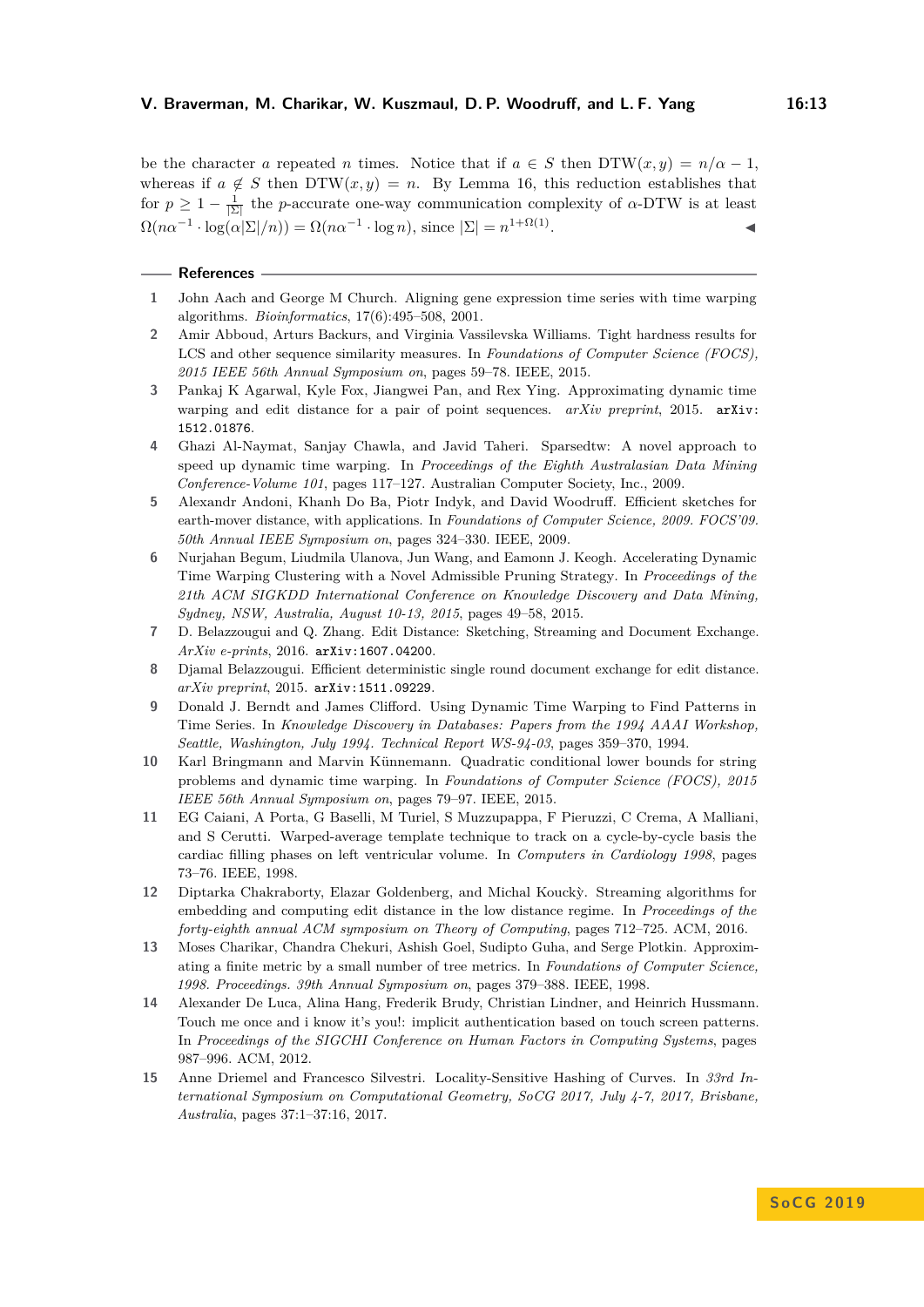be the character $a$ repeated $n$ times. Notice that if $a \in S$ then $\text{DTW}(x, y) = n/\alpha - 1$, whereas if $a \notin S$ then $\text{DTW}(x, y) = n$. By Lemma 16, this reduction establishes that for $p \geq 1 - \frac{1}{|\Sigma|}$ the $p$-accurate one-way communication complexity of $\alpha$-DTW is at least $\Omega(n\alpha^{-1} \cdot \log(\alpha|\Sigma|/n)) = \Omega(n\alpha^{-1} \cdot \log n)$, since $|\Sigma| = n^{1+\Omega(1)}$. ◂

## References

1. John Aach and George M Church. Aligning gene expression time series with time warping algorithms. *Bioinformatics*, 17(6):495–508, 2001.
2. Amir Abboud, Arturs Backurs, and Virginia Vassilevska Williams. Tight hardness results for LCS and other sequence similarity measures. In *Foundations of Computer Science (FOCS), 2015 IEEE 56th Annual Symposium on*, pages 59–78. IEEE, 2015.
3. Pankaj K Agarwal, Kyle Fox, Jiangwei Pan, and Rex Ying. Approximating dynamic time warping and edit distance for a pair of point sequences. *arXiv preprint*, 2015. arXiv:1512.01876.
4. Ghazi Al-Naymat, Sanjay Chawla, and Javid Taheri. Sparsedtw: A novel approach to speed up dynamic time warping. In *Proceedings of the Eighth Australasian Data Mining Conference-Volume 101*, pages 117–127. Australian Computer Society, Inc., 2009.
5. Alexandr Andoni, Khanh Do Ba, Piotr Indyk, and David Woodruff. Efficient sketches for earth-mover distance, with applications. In *Foundations of Computer Science, 2009. FOCS'09. 50th Annual IEEE Symposium on*, pages 324–330. IEEE, 2009.
6. Nurjahan Begum, Liudmila Ulanova, Jun Wang, and Eamonn J. Keogh. Accelerating Dynamic Time Warping Clustering with a Novel Admissible Pruning Strategy. In *Proceedings of the 21th ACM SIGKDD International Conference on Knowledge Discovery and Data Mining, Sydney, NSW, Australia, August 10-13, 2015*, pages 49–58, 2015.
7. D. Belazzougui and Q. Zhang. Edit Distance: Sketching, Streaming and Document Exchange. *ArXiv e-prints*, 2016. arXiv:1607.04200.
8. Djamal Belazzougui. Efficient deterministic single round document exchange for edit distance. *arXiv preprint*, 2015. arXiv:1511.09229.
9. Donald J. Berndt and James Clifford. Using Dynamic Time Warping to Find Patterns in Time Series. In *Knowledge Discovery in Databases: Papers from the 1994 AAAI Workshop, Seattle, Washington, July 1994. Technical Report WS-94-03*, pages 359–370, 1994.
10. Karl Bringmann and Marvin Künnemann. Quadratic conditional lower bounds for string problems and dynamic time warping. In *Foundations of Computer Science (FOCS), 2015 IEEE 56th Annual Symposium on*, pages 79–97. IEEE, 2015.
11. EG Caiani, A Porta, G Baselli, M Turiel, S Muzzupappa, F Pieruzzi, C Crema, A Malliani, and S Cerutti. Warped-average template technique to track on a cycle-by-cycle basis the cardiac filling phases on left ventricular volume. In *Computers in Cardiology 1998*, pages 73–76. IEEE, 1998.
12. Diptarka Chakraborty, Elazar Goldenberg, and Michal Koucký. Streaming algorithms for embedding and computing edit distance in the low distance regime. In *Proceedings of the forty-eighth annual ACM symposium on Theory of Computing*, pages 712–725. ACM, 2016.
13. Moses Charikar, Chandra Chekuri, Ashish Goel, Sudipto Guha, and Serge Plotkin. Approximating a finite metric by a small number of tree metrics. In *Foundations of Computer Science, 1998. Proceedings. 39th Annual Symposium on*, pages 379–388. IEEE, 1998.
14. Alexander De Luca, Alina Hang, Frederik Brudy, Christian Lindner, and Heinrich Hussmann. Touch me once and i know it's you!: implicit authentication based on touch screen patterns. In *Proceedings of the SIGCHI Conference on Human Factors in Computing Systems*, pages 987–996. ACM, 2012.
15. Anne Driemel and Francesco Silvestri. Locality-Sensitive Hashing of Curves. In *33rd International Symposium on Computational Geometry, SoCG 2017, July 4-7, 2017, Brisbane, Australia*, pages 37:1–37:16, 2017.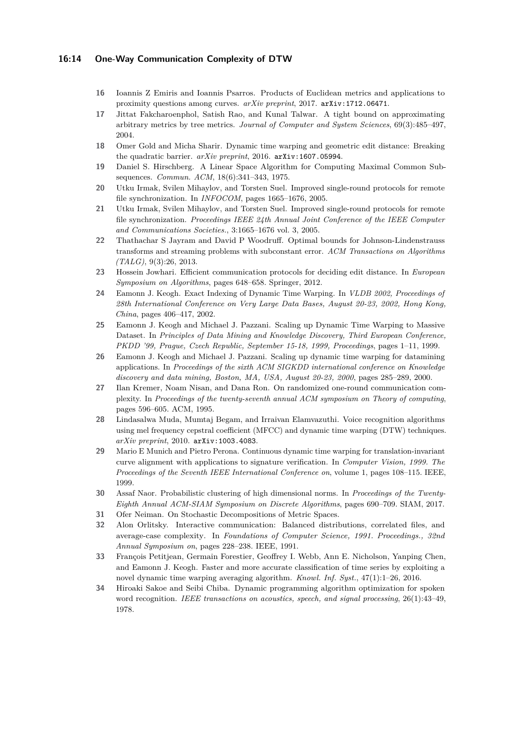16 Ioannis Z Emiris and Ioannis Psarros. Products of Euclidean metrics and applications to proximity questions among curves. *arXiv preprint*, 2017. arXiv:1712.06471.

17 Jittat Fakcharoenphol, Satish Rao, and Kunal Talwar. A tight bound on approximating arbitrary metrics by tree metrics. *Journal of Computer and System Sciences*, 69(3):485–497, 2004.

18 Omer Gold and Micha Sharir. Dynamic time warping and geometric edit distance: Breaking the quadratic barrier. *arXiv preprint*, 2016. arXiv:1607.05994.

19 Daniel S. Hirschberg. A Linear Space Algorithm for Computing Maximal Common Subsequences. *Commun. ACM*, 18(6):341–343, 1975.

20 Utku Irmak, Svilen Mihaylov, and Torsten Suel. Improved single-round protocols for remote file synchronization. In *INFOCOM*, pages 1665–1676, 2005.

21 Utku Irmak, Svilen Mihaylov, and Torsten Suel. Improved single-round protocols for remote file synchronization. *Proceedings IEEE 24th Annual Joint Conference of the IEEE Computer and Communications Societies.*, 3:1665–1676 vol. 3, 2005.

22 Thathachar S Jayram and David P Woodruff. Optimal bounds for Johnson-Lindenstrauss transforms and streaming problems with subconstant error. *ACM Transactions on Algorithms (TALG)*, 9(3):26, 2013.

23 Hossein Jowhari. Efficient communication protocols for deciding edit distance. In *European Symposium on Algorithms*, pages 648–658. Springer, 2012.

24 Eamonn J. Keogh. Exact Indexing of Dynamic Time Warping. In *VLDB 2002, Proceedings of 28th International Conference on Very Large Data Bases, August 20-23, 2002, Hong Kong, China*, pages 406–417, 2002.

25 Eamonn J. Keogh and Michael J. Pazzani. Scaling up Dynamic Time Warping to Massive Dataset. In *Principles of Data Mining and Knowledge Discovery, Third European Conference, PKDD '99, Prague, Czech Republic, September 15-18, 1999, Proceedings*, pages 1–11, 1999.

26 Eamonn J. Keogh and Michael J. Pazzani. Scaling up dynamic time warping for datamining applications. In *Proceedings of the sixth ACM SIGKDD international conference on Knowledge discovery and data mining, Boston, MA, USA, August 20-23, 2000*, pages 285–289, 2000.

27 Ilan Kremer, Noam Nisan, and Dana Ron. On randomized one-round communication complexity. In *Proceedings of the twenty-seventh annual ACM symposium on Theory of computing*, pages 596–605. ACM, 1995.

28 Lindasalwa Muda, Mumtaj Begam, and Irraivan Elamvazuthi. Voice recognition algorithms using mel frequency cepstral coefficient (MFCC) and dynamic time warping (DTW) techniques. *arXiv preprint*, 2010. arXiv:1003.4083.

29 Mario E Munich and Pietro Perona. Continuous dynamic time warping for translation-invariant curve alignment with applications to signature verification. In *Computer Vision, 1999. The Proceedings of the Seventh IEEE International Conference on*, volume 1, pages 108–115. IEEE, 1999.

30 Assaf Naor. Probabilistic clustering of high dimensional norms. In *Proceedings of the Twenty-Eighth Annual ACM-SIAM Symposium on Discrete Algorithms*, pages 690–709. SIAM, 2017.

31 Ofer Neiman. On Stochastic Decompositions of Metric Spaces.

32 Alon Orlitsky. Interactive communication: Balanced distributions, correlated files, and average-case complexity. In *Foundations of Computer Science, 1991. Proceedings., 32nd Annual Symposium on*, pages 228–238. IEEE, 1991.

33 François Petitjean, Germain Forestier, Geoffrey I. Webb, Ann E. Nicholson, Yanping Chen, and Eamonn J. Keogh. Faster and more accurate classification of time series by exploiting a novel dynamic time warping averaging algorithm. *Knowl. Inf. Syst.*, 47(1):1–26, 2016.

34 Hiroaki Sakoe and Seibi Chiba. Dynamic programming algorithm optimization for spoken word recognition. *IEEE transactions on acoustics, speech, and signal processing*, 26(1):43–49, 1978.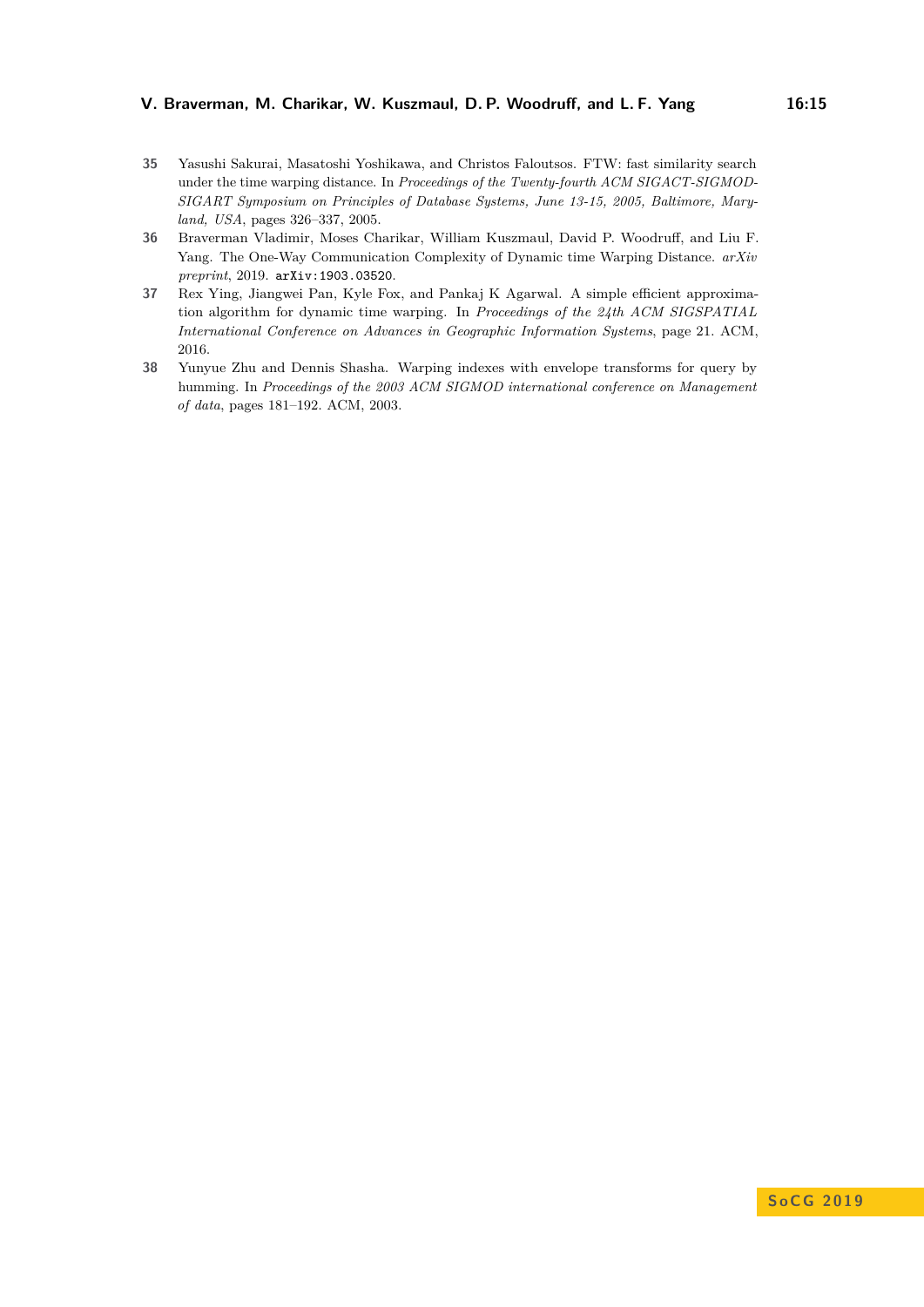35 Yasushi Sakurai, Masatoshi Yoshikawa, and Christos Faloutsos. FTW: fast similarity search under the time warping distance. In *Proceedings of the Twenty-fourth ACM SIGACT-SIGMOD-SIGART Symposium on Principles of Database Systems, June 13-15, 2005, Baltimore, Maryland, USA*, pages 326–337, 2005.

36 Braverman Vladimir, Moses Charikar, William Kuszmaul, David P. Woodruff, and Liu F. Yang. The One-Way Communication Complexity of Dynamic time Warping Distance. *arXiv preprint*, 2019. `arXiv:1903.03520`.

37 Rex Ying, Jiangwei Pan, Kyle Fox, and Pankaj K Agarwal. A simple efficient approximation algorithm for dynamic time warping. In *Proceedings of the 24th ACM SIGSPATIAL International Conference on Advances in Geographic Information Systems*, page 21. ACM, 2016.

38 Yunyue Zhu and Dennis Shasha. Warping indexes with envelope transforms for query by humming. In *Proceedings of the 2003 ACM SIGMOD international conference on Management of data*, pages 181–192. ACM, 2003.